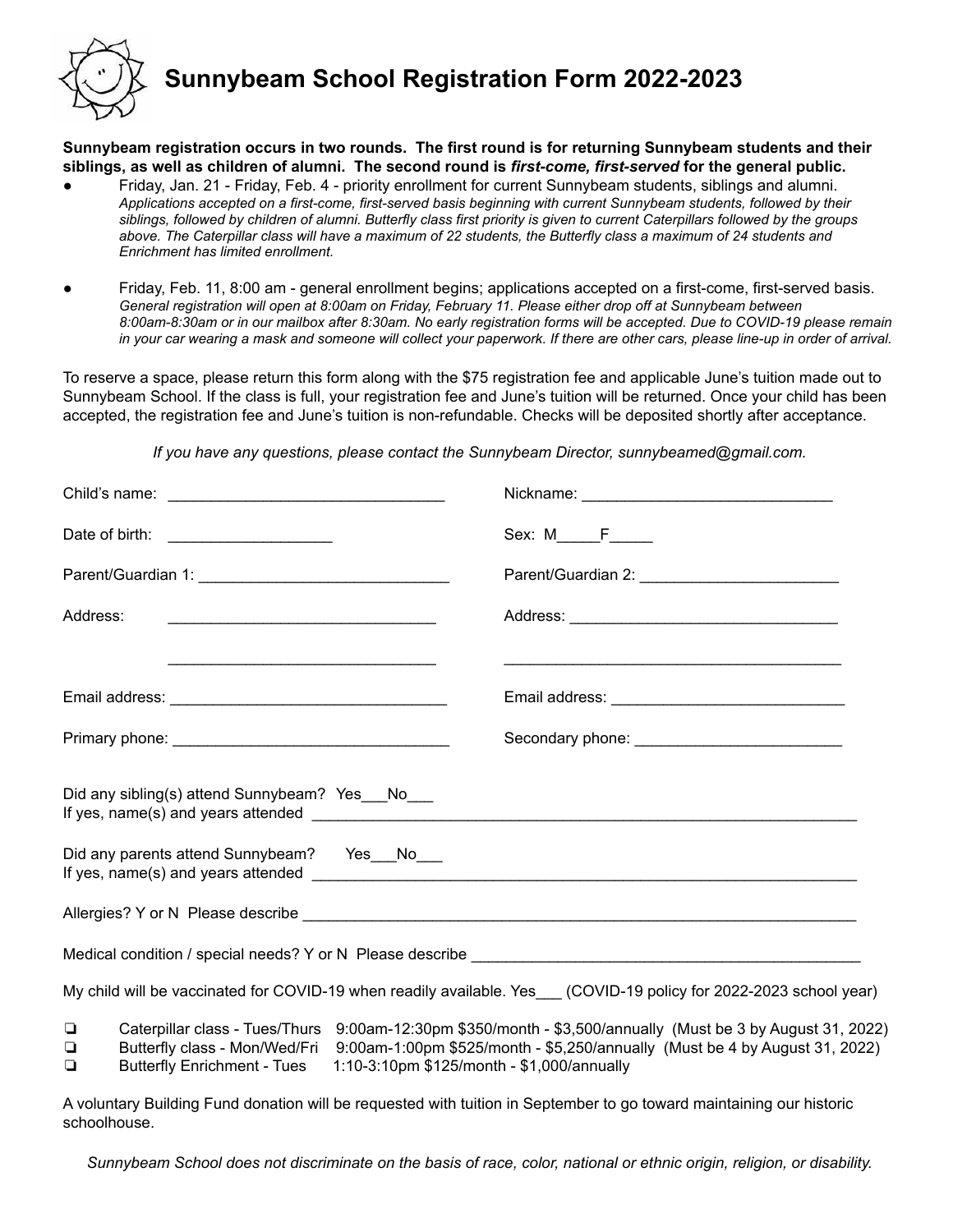# Sunnybeam School Registration Form 2022-2023

**Sunnybeam registration occurs in two rounds. The first round is for returning Sunnybeam students and their siblings, as well as children of alumni. The second round is *first-come, first-served* for the general public.**

- Friday, Jan. 21 - Friday, Feb. 4 - priority enrollment for current Sunnybeam students, siblings and alumni. *Applications accepted on a first-come, first-served basis beginning with current Sunnybeam students, followed by their siblings, followed by children of alumni. Butterfly class first priority is given to current Caterpillars followed by the groups above. The Caterpillar class will have a maximum of 22 students, the Butterfly class a maximum of 24 students and Enrichment has limited enrollment.*

- Friday, Feb. 11, 8:00 am - general enrollment begins; applications accepted on a first-come, first-served basis. *General registration will open at 8:00am on Friday, February 11. Please either drop off at Sunnybeam between 8:00am-8:30am or in our mailbox after 8:30am. No early registration forms will be accepted. Due to COVID-19 please remain in your car wearing a mask and someone will collect your paperwork. If there are other cars, please line-up in order of arrival.*

To reserve a space, please return this form along with the $75 registration fee and applicable June's tuition made out to Sunnybeam School. If the class is full, your registration fee and June's tuition will be returned. Once your child has been accepted, the registration fee and June's tuition is non-refundable. Checks will be deposited shortly after acceptance.

*If you have any questions, please contact the Sunnybeam Director, sunnybeamed@gmail.com.*

Child's name: ______________________________ Nickname: ______________________________

Date of birth: ____________________ Sex: M_____F_____

Parent/Guardian 1: ______________________________ Parent/Guardian 2: ______________________________

Address: ______________________________ Address: ______________________________

______________________________ ______________________________

Email address: ______________________________ Email address: ______________________________

Primary phone: ______________________________ Secondary phone: ______________________________

Did any sibling(s) attend Sunnybeam? Yes___No___
If yes, name(s) and years attended ____________________________________________________________

Did any parents attend Sunnybeam? Yes___No___
If yes, name(s) and years attended ____________________________________________________________

Allergies? Y or N Please describe ____________________________________________________________

Medical condition / special needs? Y or N Please describe ____________________________________________

My child will be vaccinated for COVID-19 when readily available. Yes___ (COVID-19 policy for 2022-2023 school year)

- ❏ Caterpillar class - Tues/Thurs 9:00am-12:30pm $350/month - $3,500/annually (Must be 3 by August 31, 2022)
- ❏ Butterfly class - Mon/Wed/Fri 9:00am-1:00pm $525/month - $5,250/annually (Must be 4 by August 31, 2022)
- ❏ Butterfly Enrichment - Tues 1:10-3:10pm $125/month - $1,000/annually

A voluntary Building Fund donation will be requested with tuition in September to go toward maintaining our historic schoolhouse.

*Sunnybeam School does not discriminate on the basis of race, color, national or ethnic origin, religion, or disability.*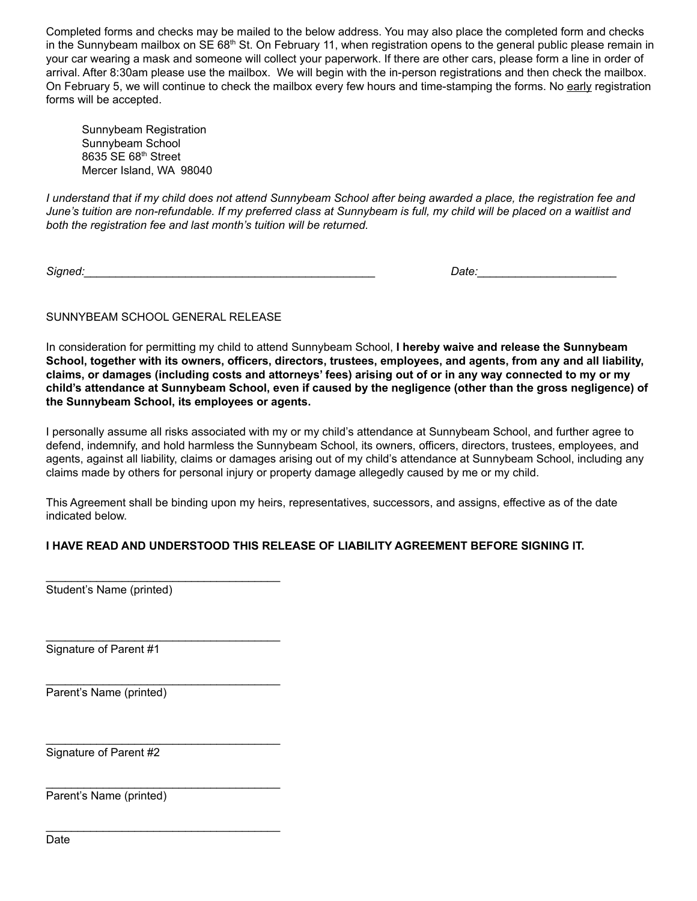Completed forms and checks may be mailed to the below address. You may also place the completed form and checks in the Sunnybeam mailbox on SE 68th St. On February 11, when registration opens to the general public please remain in your car wearing a mask and someone will collect your paperwork. If there are other cars, please form a line in order of arrival. After 8:30am please use the mailbox. We will begin with the in-person registrations and then check the mailbox. On February 5, we will continue to check the mailbox every few hours and time-stamping the forms. No early registration forms will be accepted.

Sunnybeam Registration
Sunnybeam School
8635 SE 68th Street
Mercer Island, WA 98040

*I understand that if my child does not attend Sunnybeam School after being awarded a place, the registration fee and June's tuition are non-refundable. If my preferred class at Sunnybeam is full, my child will be placed on a waitlist and both the registration fee and last month's tuition will be returned.*

*Signed:*_______________________________________________ *Date:*______________________

SUNNYBEAM SCHOOL GENERAL RELEASE

In consideration for permitting my child to attend Sunnybeam School, **I hereby waive and release the Sunnybeam School, together with its owners, officers, directors, trustees, employees, and agents, from any and all liability, claims, or damages (including costs and attorneys' fees) arising out of or in any way connected to my or my child's attendance at Sunnybeam School, even if caused by the negligence (other than the gross negligence) of the Sunnybeam School, its employees or agents.**

I personally assume all risks associated with my or my child's attendance at Sunnybeam School, and further agree to defend, indemnify, and hold harmless the Sunnybeam School, its owners, officers, directors, trustees, employees, and agents, against all liability, claims or damages arising out of my child's attendance at Sunnybeam School, including any claims made by others for personal injury or property damage allegedly caused by me or my child.

This Agreement shall be binding upon my heirs, representatives, successors, and assigns, effective as of the date indicated below.

**I HAVE READ AND UNDERSTOOD THIS RELEASE OF LIABILITY AGREEMENT BEFORE SIGNING IT.**

_____________________________________
Student's Name (printed)

_____________________________________
Signature of Parent #1

_____________________________________
Parent's Name (printed)

_____________________________________
Signature of Parent #2

_____________________________________
Parent's Name (printed)

_____________________________________
Date